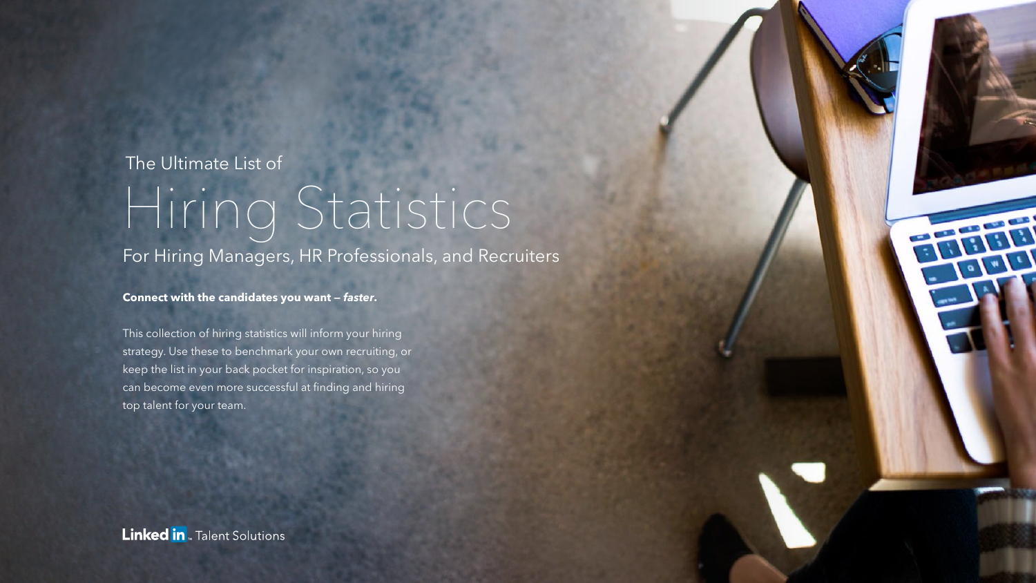The Ultimate List of

# Hiring Statistics

## For Hiring Managers, HR Professionals, and Recruiters

**Connect with the candidates you want – *faster*.**

This collection of hiring statistics will inform your hiring strategy. Use these to benchmark your own recruiting, or keep the list in your back pocket for inspiration, so you can become even more successful at finding and hiring top talent for your team.

LinkedIn Talent Solutions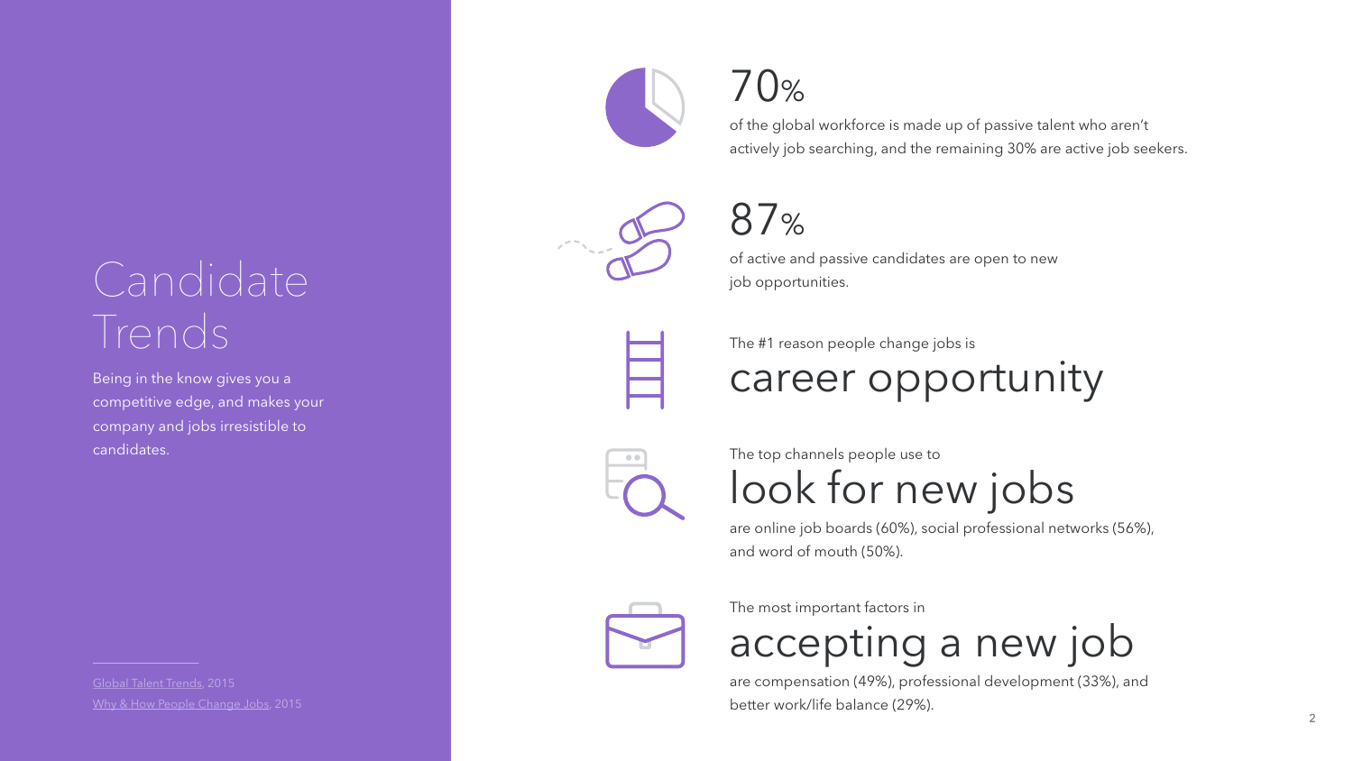# Candidate Trends

Being in the know gives you a competitive edge, and makes your company and jobs irresistible to candidates.

Global Talent Trends, 2015
Why & How People Change Jobs, 2015

## 70%

of the global workforce is made up of passive talent who aren't actively job searching, and the remaining 30% are active job seekers.

## 87%

of active and passive candidates are open to new job opportunities.

The #1 reason people change jobs is

## career opportunity

The top channels people use to

## look for new jobs

are online job boards (60%), social professional networks (56%), and word of mouth (50%).

The most important factors in

## accepting a new job

are compensation (49%), professional development (33%), and better work/life balance (29%).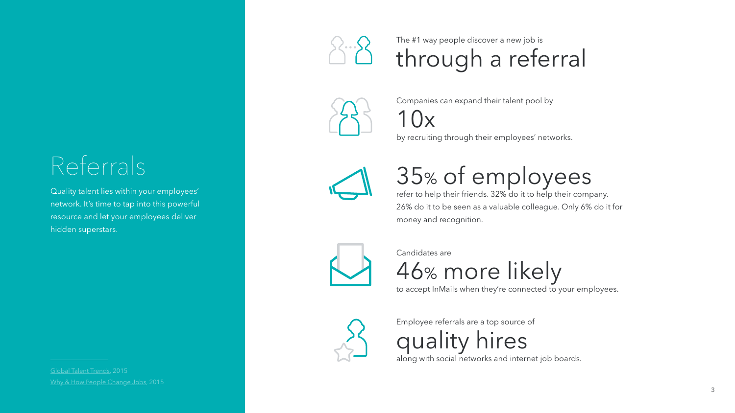# Referrals

Quality talent lies within your employees' network. It's time to tap into this powerful resource and let your employees deliver hidden superstars.

The #1 way people discover a new job is

## through a referral

Companies can expand their talent pool by

## 10x

by recruiting through their employees' networks.

## 35% of employees

refer to help their friends. 32% do it to help their company. 26% do it to be seen as a valuable colleague. Only 6% do it for money and recognition.

Candidates are

## 46% more likely

to accept InMails when they're connected to your employees.

Employee referrals are a top source of

## quality hires

along with social networks and internet job boards.

---

Global Talent Trends, 2015

Why & How People Change Jobs, 2015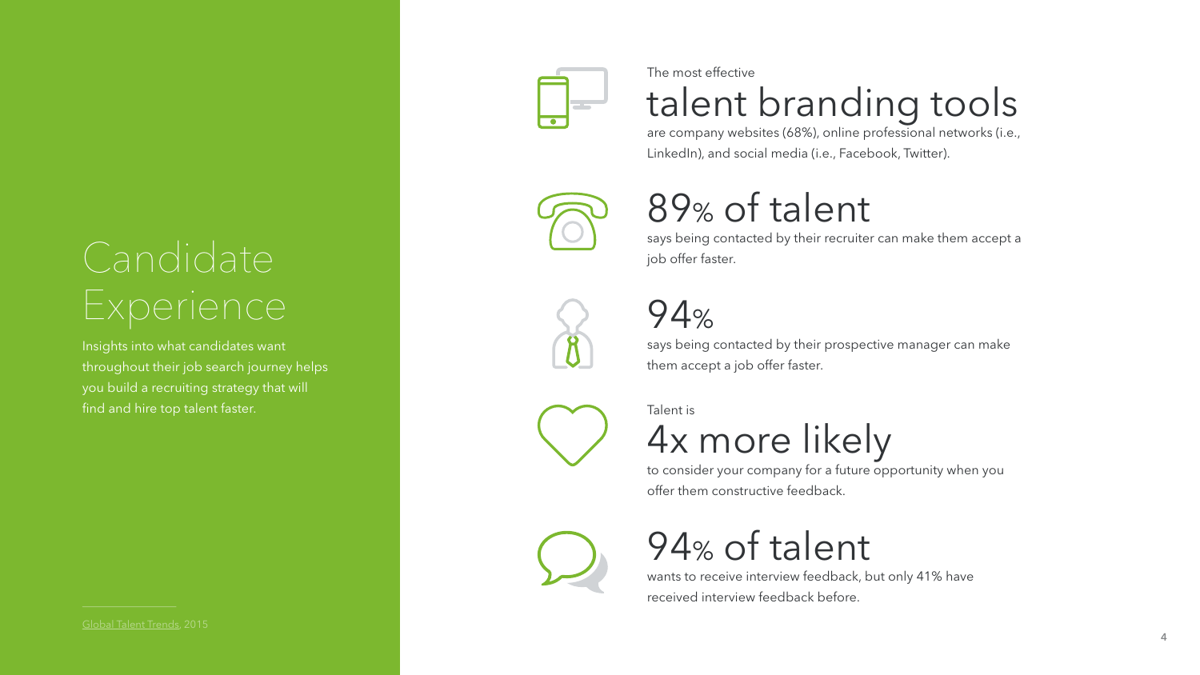# Candidate Experience

Insights into what candidates want throughout their job search journey helps you build a recruiting strategy that will find and hire top talent faster.

The most effective

## talent branding tools

are company websites (68%), online professional networks (i.e., LinkedIn), and social media (i.e., Facebook, Twitter).

## 89% of talent

says being contacted by their recruiter can make them accept a job offer faster.

## 94%

says being contacted by their prospective manager can make them accept a job offer faster.

Talent is

## 4x more likely

to consider your company for a future opportunity when you offer them constructive feedback.

## 94% of talent

wants to receive interview feedback, but only 41% have received interview feedback before.

---

Global Talent Trends, 2015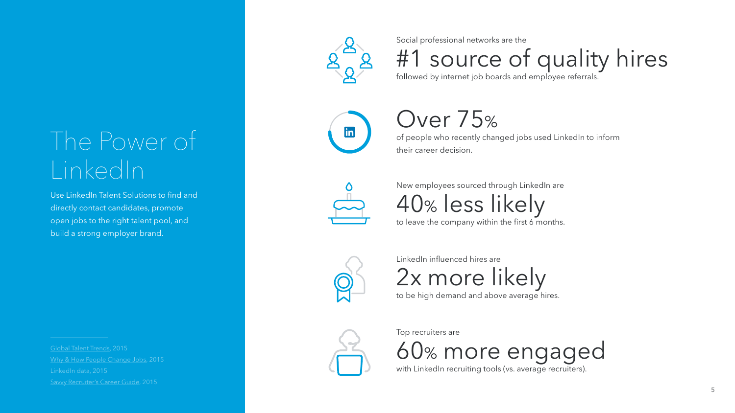# The Power of LinkedIn

Use LinkedIn Talent Solutions to find and directly contact candidates, promote open jobs to the right talent pool, and build a strong employer brand.

---

Global Talent Trends, 2015
Why & How People Change Jobs, 2015
LinkedIn data, 2015
Savvy Recruiter's Career Guide, 2015

Social professional networks are the

## #1 source of quality hires

followed by internet job boards and employee referrals.

## Over 75%

of people who recently changed jobs used LinkedIn to inform their career decision.

New employees sourced through LinkedIn are

## 40% less likely

to leave the company within the first 6 months.

LinkedIn influenced hires are

## 2x more likely

to be high demand and above average hires.

Top recruiters are

## 60% more engaged

with LinkedIn recruiting tools (vs. average recruiters).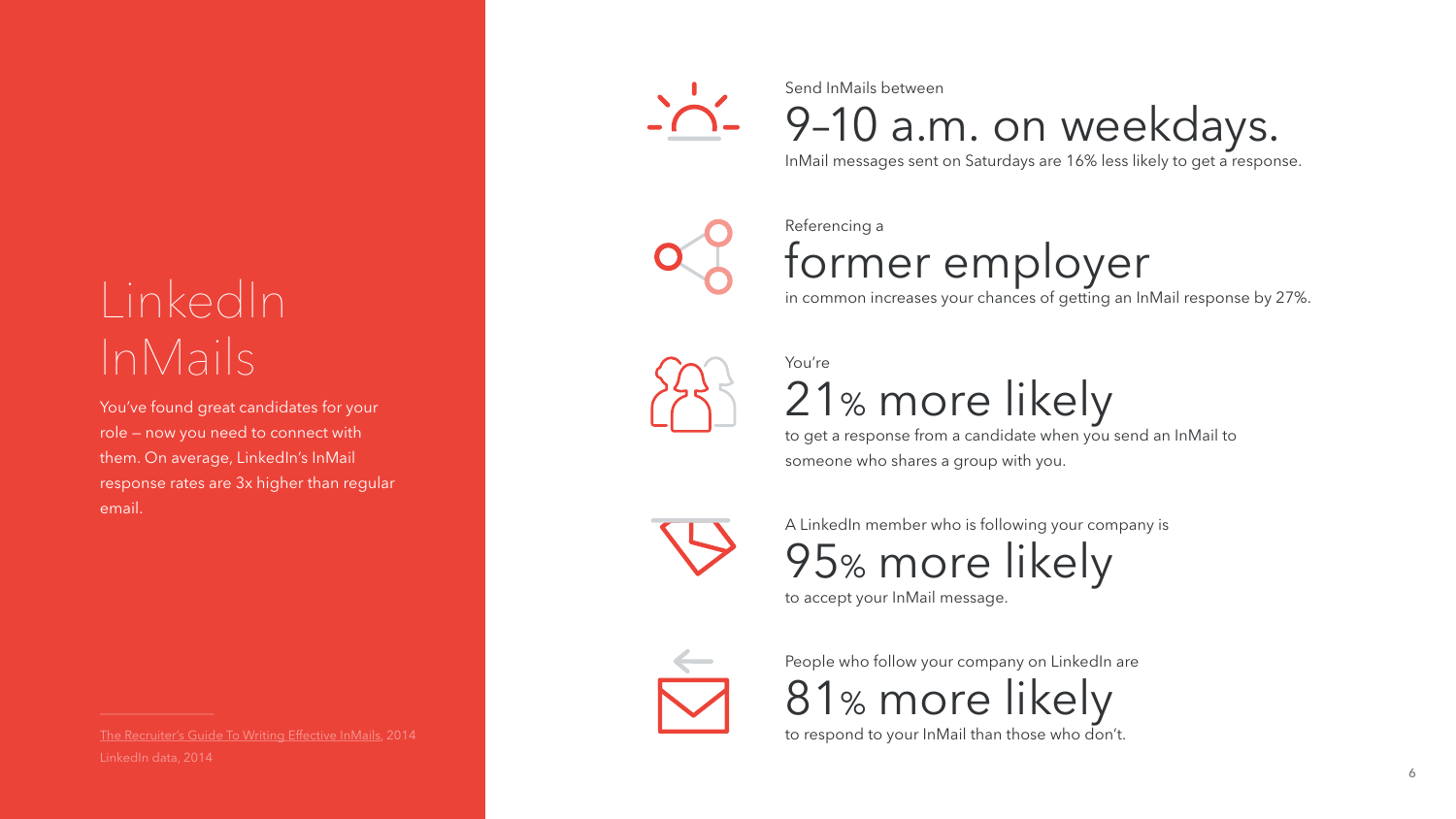# LinkedIn InMails

You've found great candidates for your role – now you need to connect with them. On average, LinkedIn's InMail response rates are 3x higher than regular email.

The Recruiter's Guide To Writing Effective InMails, 2014
LinkedIn data, 2014

Send InMails between

## 9–10 a.m. on weekdays.

InMail messages sent on Saturdays are 16% less likely to get a response.

Referencing a

## former employer

in common increases your chances of getting an InMail response by 27%.

You're

## 21% more likely

to get a response from a candidate when you send an InMail to someone who shares a group with you.

A LinkedIn member who is following your company is

## 95% more likely

to accept your InMail message.

People who follow your company on LinkedIn are

## 81% more likely

to respond to your InMail than those who don't.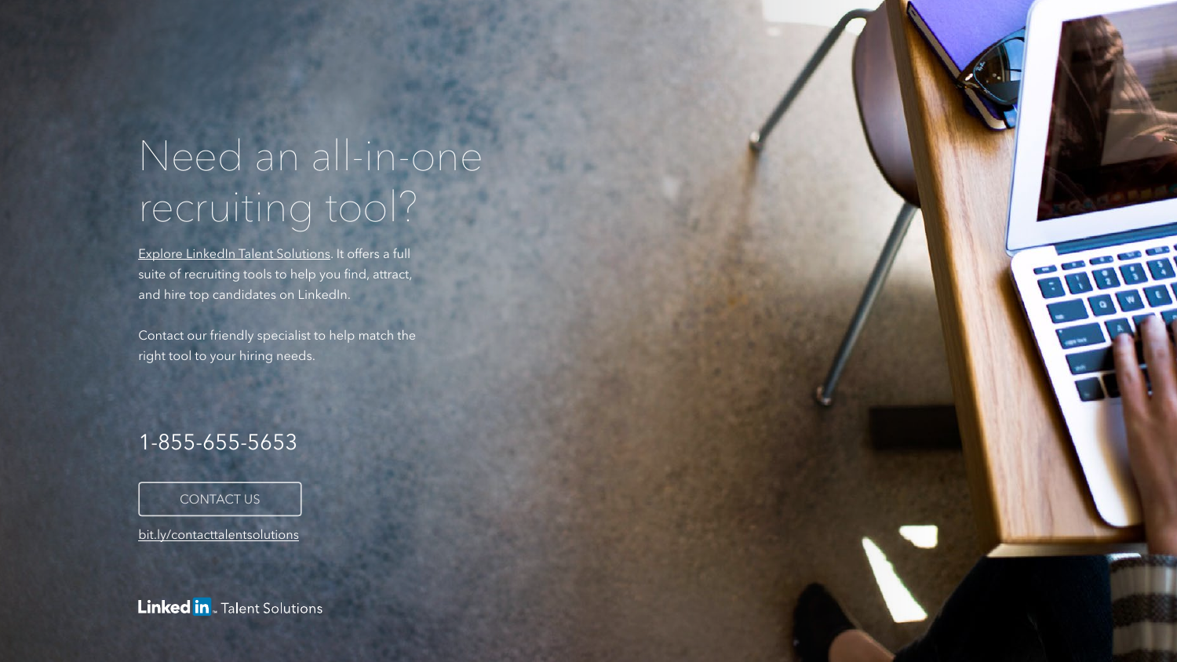# Need an all-in-one recruiting tool?

Explore LinkedIn Talent Solutions. It offers a full suite of recruiting tools to help you find, attract, and hire top candidates on LinkedIn.

Contact our friendly specialist to help match the right tool to your hiring needs.

1-855-655-5653

CONTACT US

bit.ly/contacttalentsolutions

LinkedIn Talent Solutions